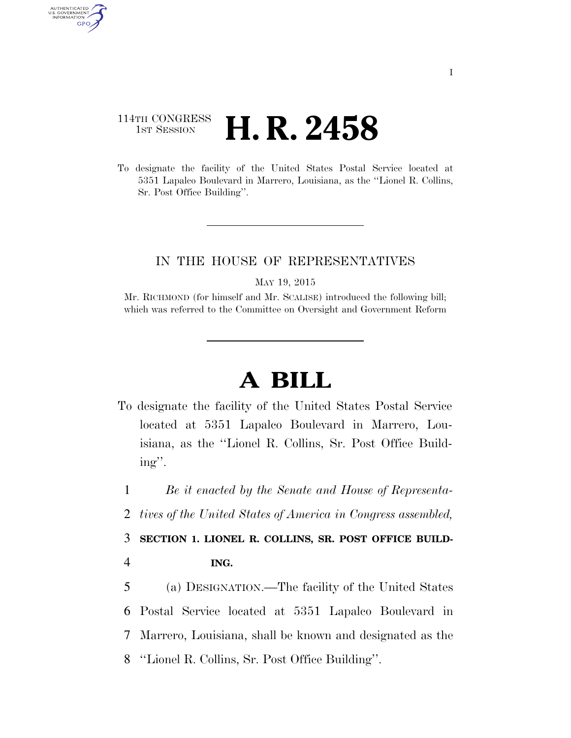114TH CONGRESS
1ST SESSION

# H. R. 2458

To designate the facility of the United States Postal Service located at 5351 Lapalco Boulevard in Marrero, Louisiana, as the "Lionel R. Collins, Sr. Post Office Building".

IN THE HOUSE OF REPRESENTATIVES

MAY 19, 2015

Mr. RICHMOND (for himself and Mr. SCALISE) introduced the following bill; which was referred to the Committee on Oversight and Government Reform

# A BILL

To designate the facility of the United States Postal Service located at 5351 Lapalco Boulevard in Marrero, Louisiana, as the "Lionel R. Collins, Sr. Post Office Building".

1 *Be it enacted by the Senate and House of Representa-*
2 *tives of the United States of America in Congress assembled,*

3 **SECTION 1. LIONEL R. COLLINS, SR. POST OFFICE BUILD-**
4 **ING.**

5 (a) DESIGNATION.—The facility of the United States
6 Postal Service located at 5351 Lapalco Boulevard in
7 Marrero, Louisiana, shall be known and designated as the
8 "Lionel R. Collins, Sr. Post Office Building".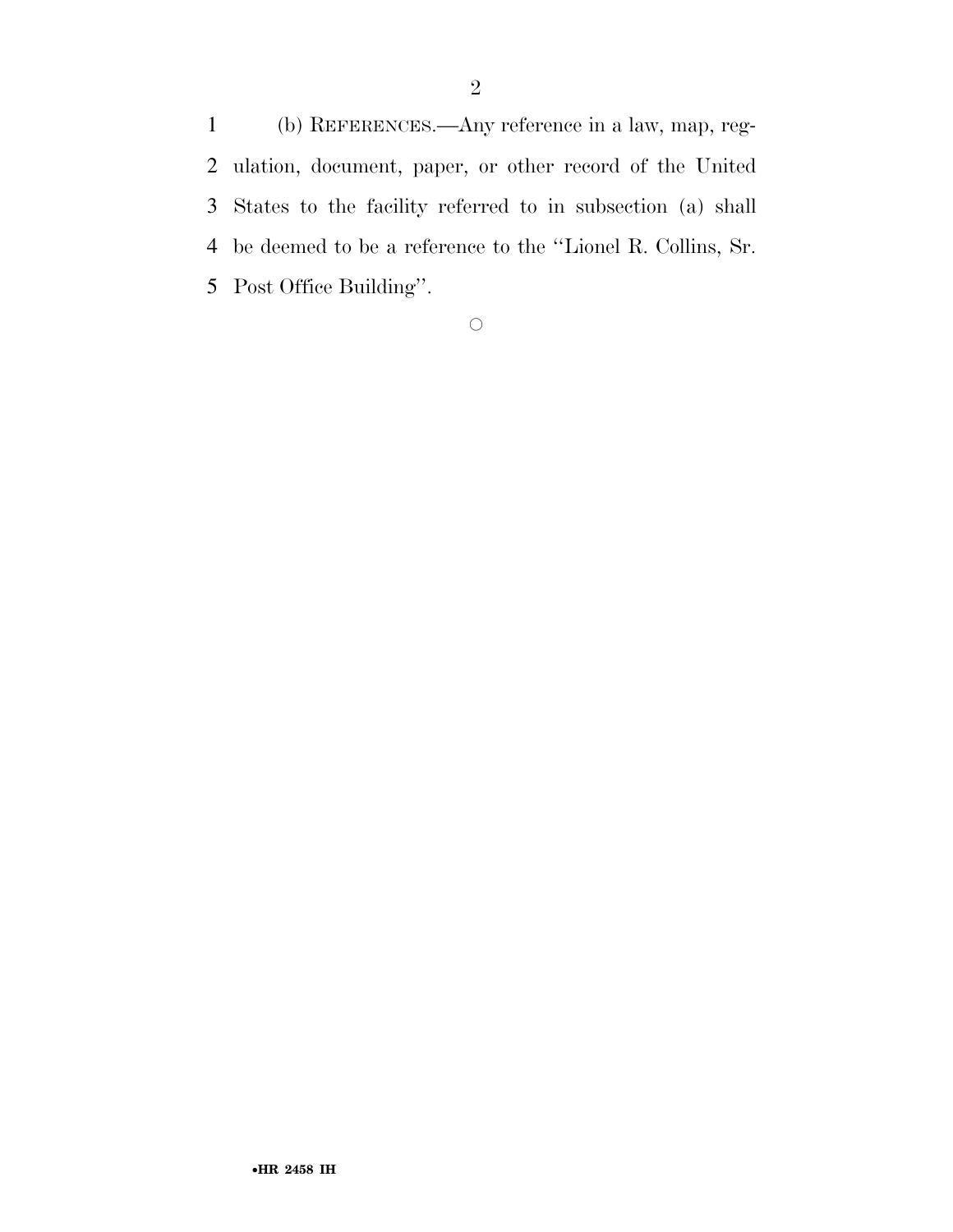(b) REFERENCES.—Any reference in a law, map, regulation, document, paper, or other record of the United States to the facility referred to in subsection (a) shall be deemed to be a reference to the ''Lionel R. Collins, Sr. Post Office Building''.

○